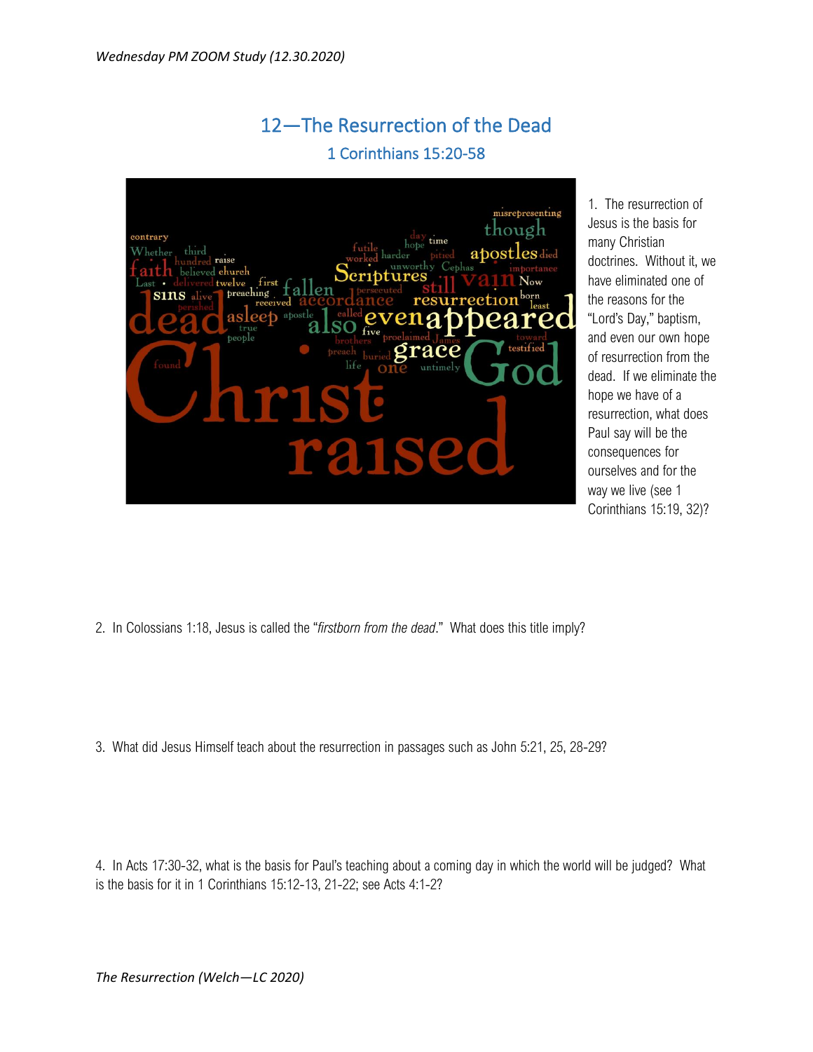# 12—The Resurrection of the Dead

## 1 Corinthians 15:20-58

1. The resurrection of Jesus is the basis for many Christian doctrines. Without it, we have eliminated one of the reasons for the "Lord's Day," baptism, and even our own hope of resurrection from the dead. If we eliminate the hope we have of a resurrection, what does Paul say will be the consequences for ourselves and for the way we live (see 1 Corinthians 15:19, 32)?

2. In Colossians 1:18, Jesus is called the "*firstborn from the dead*." What does this title imply?

3. What did Jesus Himself teach about the resurrection in passages such as John 5:21, 25, 28-29?

4. In Acts 17:30-32, what is the basis for Paul's teaching about a coming day in which the world will be judged? What is the basis for it in 1 Corinthians 15:12-13, 21-22; see Acts 4:1-2?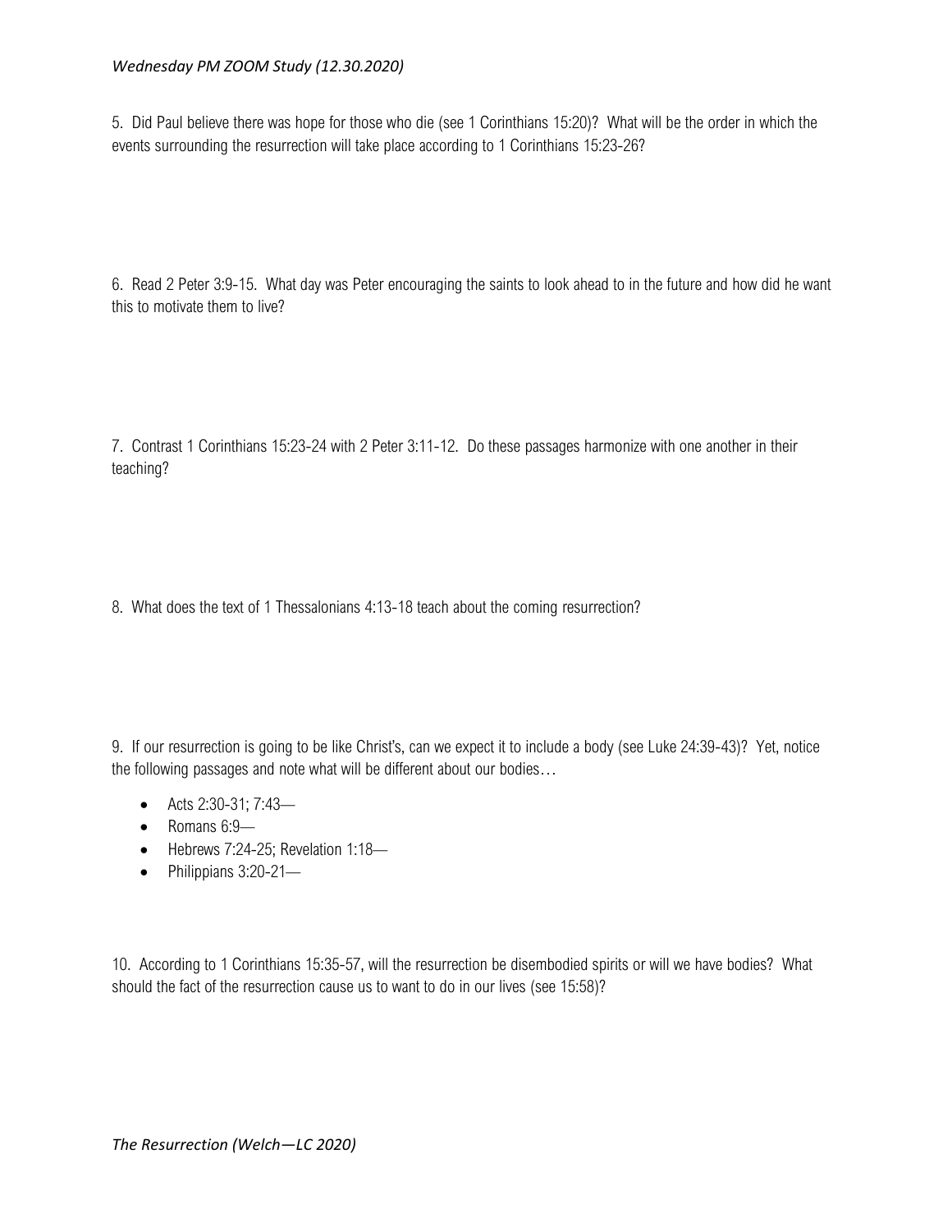5. Did Paul believe there was hope for those who die (see 1 Corinthians 15:20)? What will be the order in which the events surrounding the resurrection will take place according to 1 Corinthians 15:23-26?

6. Read 2 Peter 3:9-15. What day was Peter encouraging the saints to look ahead to in the future and how did he want this to motivate them to live?

7. Contrast 1 Corinthians 15:23-24 with 2 Peter 3:11-12. Do these passages harmonize with one another in their teaching?

8. What does the text of 1 Thessalonians 4:13-18 teach about the coming resurrection?

9. If our resurrection is going to be like Christ's, can we expect it to include a body (see Luke 24:39-43)? Yet, notice the following passages and note what will be different about our bodies…

- Acts 2:30-31; 7:43—
- Romans 6:9—
- Hebrews 7:24-25; Revelation 1:18—
- Philippians 3:20-21—

10. According to 1 Corinthians 15:35-57, will the resurrection be disembodied spirits or will we have bodies? What should the fact of the resurrection cause us to want to do in our lives (see 15:58)?